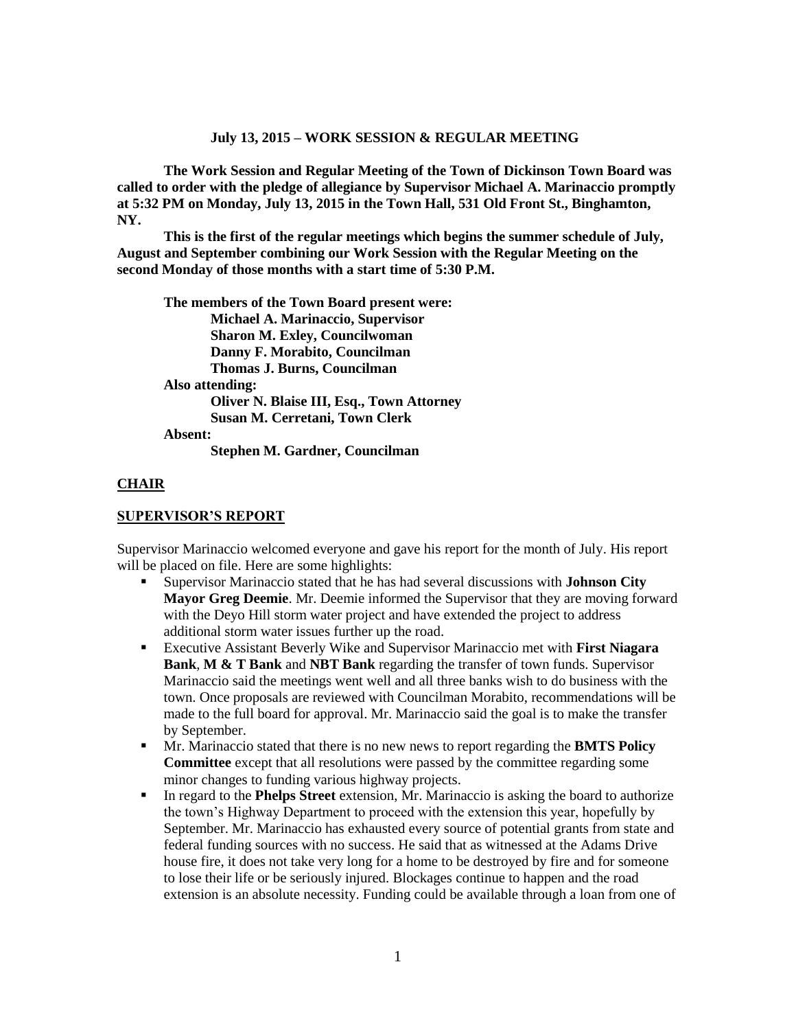**July 13, 2015 – WORK SESSION & REGULAR MEETING**

**The Work Session and Regular Meeting of the Town of Dickinson Town Board was called to order with the pledge of allegiance by Supervisor Michael A. Marinaccio promptly at 5:32 PM on Monday, July 13, 2015 in the Town Hall, 531 Old Front St., Binghamton, NY.**

**This is the first of the regular meetings which begins the summer schedule of July, August and September combining our Work Session with the Regular Meeting on the second Monday of those months with a start time of 5:30 P.M.**

**The members of the Town Board present were:**
**Michael A. Marinaccio, Supervisor**
**Sharon M. Exley, Councilwoman**
**Danny F. Morabito, Councilman**
**Thomas J. Burns, Councilman**

**Also attending:**
**Oliver N. Blaise III, Esq., Town Attorney**
**Susan M. Cerretani, Town Clerk**

**Absent:**
**Stephen M. Gardner, Councilman**

## CHAIR

## SUPERVISOR'S REPORT

Supervisor Marinaccio welcomed everyone and gave his report for the month of July. His report will be placed on file. Here are some highlights:

- Supervisor Marinaccio stated that he has had several discussions with **Johnson City Mayor Greg Deemie**. Mr. Deemie informed the Supervisor that they are moving forward with the Deyo Hill storm water project and have extended the project to address additional storm water issues further up the road.
- Executive Assistant Beverly Wike and Supervisor Marinaccio met with **First Niagara Bank**, **M & T Bank** and **NBT Bank** regarding the transfer of town funds. Supervisor Marinaccio said the meetings went well and all three banks wish to do business with the town. Once proposals are reviewed with Councilman Morabito, recommendations will be made to the full board for approval. Mr. Marinaccio said the goal is to make the transfer by September.
- Mr. Marinaccio stated that there is no new news to report regarding the **BMTS Policy Committee** except that all resolutions were passed by the committee regarding some minor changes to funding various highway projects.
- In regard to the **Phelps Street** extension, Mr. Marinaccio is asking the board to authorize the town's Highway Department to proceed with the extension this year, hopefully by September. Mr. Marinaccio has exhausted every source of potential grants from state and federal funding sources with no success. He said that as witnessed at the Adams Drive house fire, it does not take very long for a home to be destroyed by fire and for someone to lose their life or be seriously injured. Blockages continue to happen and the road extension is an absolute necessity. Funding could be available through a loan from one of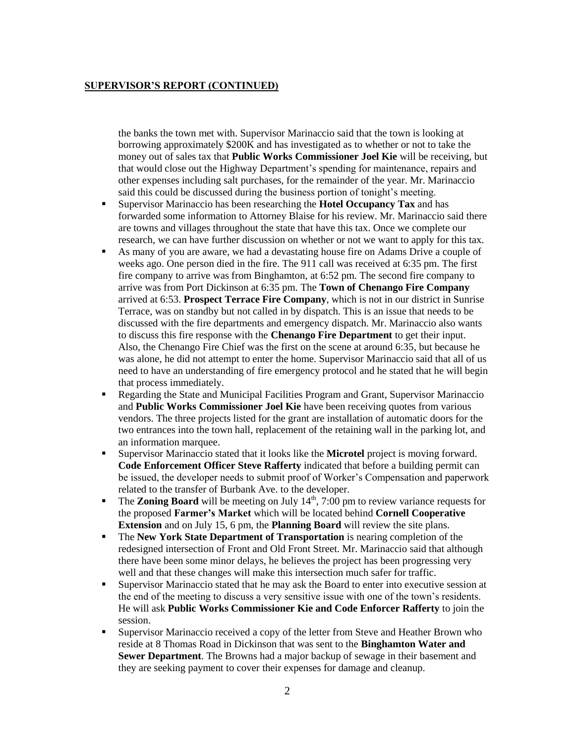## SUPERVISOR'S REPORT (CONTINUED)

the banks the town met with. Supervisor Marinaccio said that the town is looking at borrowing approximately $200K and has investigated as to whether or not to take the money out of sales tax that **Public Works Commissioner Joel Kie** will be receiving, but that would close out the Highway Department's spending for maintenance, repairs and other expenses including salt purchases, for the remainder of the year. Mr. Marinaccio said this could be discussed during the business portion of tonight's meeting.

- Supervisor Marinaccio has been researching the **Hotel Occupancy Tax** and has forwarded some information to Attorney Blaise for his review. Mr. Marinaccio said there are towns and villages throughout the state that have this tax. Once we complete our research, we can have further discussion on whether or not we want to apply for this tax.
- As many of you are aware, we had a devastating house fire on Adams Drive a couple of weeks ago. One person died in the fire. The 911 call was received at 6:35 pm. The first fire company to arrive was from Binghamton, at 6:52 pm. The second fire company to arrive was from Port Dickinson at 6:35 pm. The **Town of Chenango Fire Company** arrived at 6:53. **Prospect Terrace Fire Company**, which is not in our district in Sunrise Terrace, was on standby but not called in by dispatch. This is an issue that needs to be discussed with the fire departments and emergency dispatch. Mr. Marinaccio also wants to discuss this fire response with the **Chenango Fire Department** to get their input. Also, the Chenango Fire Chief was the first on the scene at around 6:35, but because he was alone, he did not attempt to enter the home. Supervisor Marinaccio said that all of us need to have an understanding of fire emergency protocol and he stated that he will begin that process immediately.
- Regarding the State and Municipal Facilities Program and Grant, Supervisor Marinaccio and **Public Works Commissioner Joel Kie** have been receiving quotes from various vendors. The three projects listed for the grant are installation of automatic doors for the two entrances into the town hall, replacement of the retaining wall in the parking lot, and an information marquee.
- Supervisor Marinaccio stated that it looks like the **Microtel** project is moving forward. **Code Enforcement Officer Steve Rafferty** indicated that before a building permit can be issued, the developer needs to submit proof of Worker's Compensation and paperwork related to the transfer of Burbank Ave. to the developer.
- The **Zoning Board** will be meeting on July 14th, 7:00 pm to review variance requests for the proposed **Farmer's Market** which will be located behind **Cornell Cooperative Extension** and on July 15, 6 pm, the **Planning Board** will review the site plans.
- The **New York State Department of Transportation** is nearing completion of the redesigned intersection of Front and Old Front Street. Mr. Marinaccio said that although there have been some minor delays, he believes the project has been progressing very well and that these changes will make this intersection much safer for traffic.
- Supervisor Marinaccio stated that he may ask the Board to enter into executive session at the end of the meeting to discuss a very sensitive issue with one of the town's residents. He will ask **Public Works Commissioner Kie and Code Enforcer Rafferty** to join the session.
- Supervisor Marinaccio received a copy of the letter from Steve and Heather Brown who reside at 8 Thomas Road in Dickinson that was sent to the **Binghamton Water and Sewer Department**. The Browns had a major backup of sewage in their basement and they are seeking payment to cover their expenses for damage and cleanup.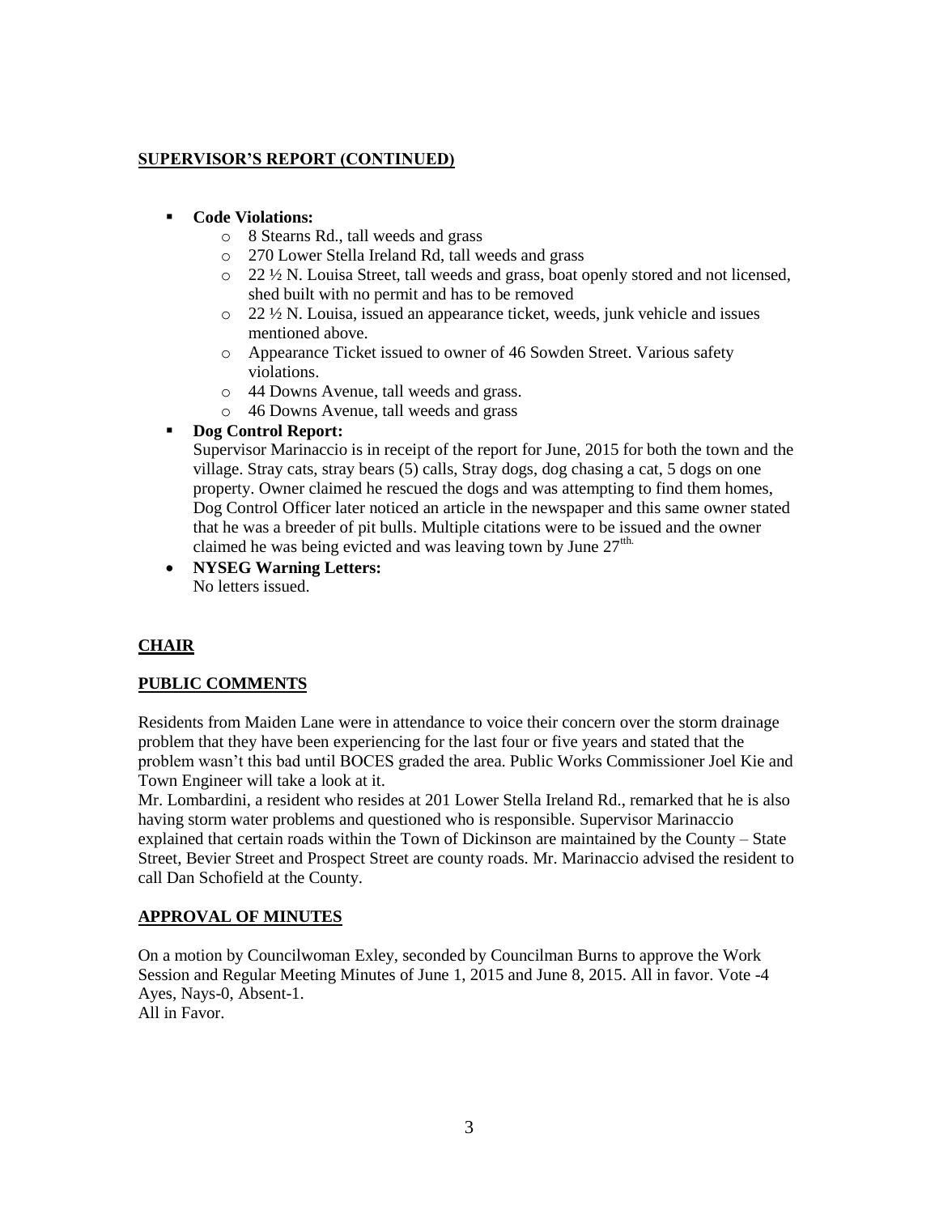## SUPERVISOR'S REPORT (CONTINUED)

- **Code Violations:**
  - 8 Stearns Rd., tall weeds and grass
  - 270 Lower Stella Ireland Rd, tall weeds and grass
  - 22 ½ N. Louisa Street, tall weeds and grass, boat openly stored and not licensed, shed built with no permit and has to be removed
  - 22 ½ N. Louisa, issued an appearance ticket, weeds, junk vehicle and issues mentioned above.
  - Appearance Ticket issued to owner of 46 Sowden Street. Various safety violations.
  - 44 Downs Avenue, tall weeds and grass.
  - 46 Downs Avenue, tall weeds and grass
- **Dog Control Report:**
  Supervisor Marinaccio is in receipt of the report for June, 2015 for both the town and the village. Stray cats, stray bears (5) calls, Stray dogs, dog chasing a cat, 5 dogs on one property. Owner claimed he rescued the dogs and was attempting to find them homes, Dog Control Officer later noticed an article in the newspaper and this same owner stated that he was a breeder of pit bulls. Multiple citations were to be issued and the owner claimed he was being evicted and was leaving town by June 27[tth.]
- **NYSEG Warning Letters:**
  No letters issued.

## CHAIR

## PUBLIC COMMENTS

Residents from Maiden Lane were in attendance to voice their concern over the storm drainage problem that they have been experiencing for the last four or five years and stated that the problem wasn't this bad until BOCES graded the area. Public Works Commissioner Joel Kie and Town Engineer will take a look at it.

Mr. Lombardini, a resident who resides at 201 Lower Stella Ireland Rd., remarked that he is also having storm water problems and questioned who is responsible. Supervisor Marinaccio explained that certain roads within the Town of Dickinson are maintained by the County – State Street, Bevier Street and Prospect Street are county roads. Mr. Marinaccio advised the resident to call Dan Schofield at the County.

## APPROVAL OF MINUTES

On a motion by Councilwoman Exley, seconded by Councilman Burns to approve the Work Session and Regular Meeting Minutes of June 1, 2015 and June 8, 2015. All in favor. Vote -4 Ayes, Nays-0, Absent-1.
All in Favor.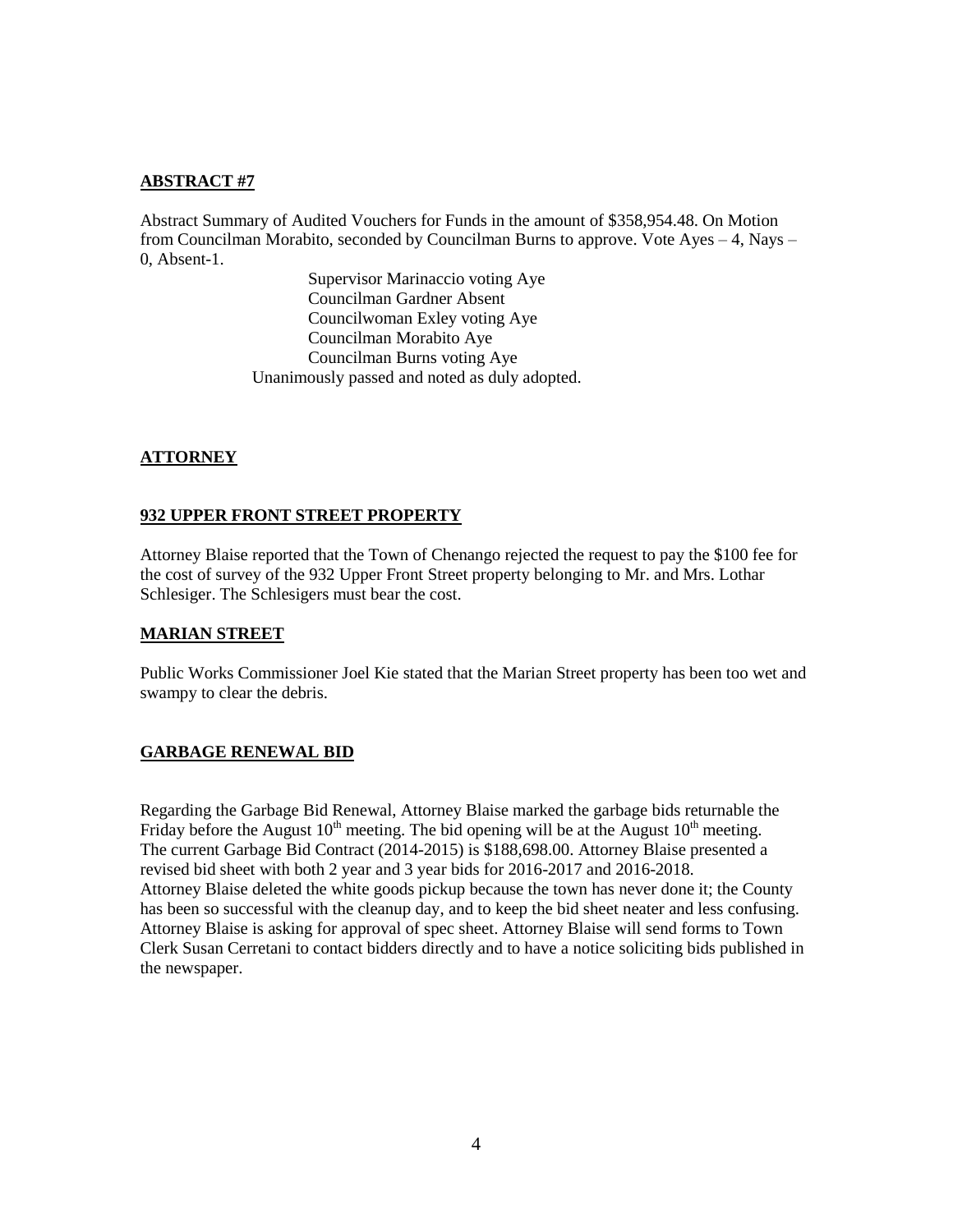**ABSTRACT #7**

Abstract Summary of Audited Vouchers for Funds in the amount of $358,954.48. On Motion from Councilman Morabito, seconded by Councilman Burns to approve. Vote Ayes – 4, Nays – 0, Absent-1.

Supervisor Marinaccio voting Aye
Councilman Gardner Absent
Councilwoman Exley voting Aye
Councilman Morabito Aye
Councilman Burns voting Aye
Unanimously passed and noted as duly adopted.

**ATTORNEY**

**932 UPPER FRONT STREET PROPERTY**

Attorney Blaise reported that the Town of Chenango rejected the request to pay the $100 fee for the cost of survey of the 932 Upper Front Street property belonging to Mr. and Mrs. Lothar Schlesiger. The Schlesigers must bear the cost.

**MARIAN STREET**

Public Works Commissioner Joel Kie stated that the Marian Street property has been too wet and swampy to clear the debris.

**GARBAGE RENEWAL BID**

Regarding the Garbage Bid Renewal, Attorney Blaise marked the garbage bids returnable the Friday before the August 10th meeting. The bid opening will be at the August 10th meeting. The current Garbage Bid Contract (2014-2015) is $188,698.00. Attorney Blaise presented a revised bid sheet with both 2 year and 3 year bids for 2016-2017 and 2016-2018. Attorney Blaise deleted the white goods pickup because the town has never done it; the County has been so successful with the cleanup day, and to keep the bid sheet neater and less confusing. Attorney Blaise is asking for approval of spec sheet. Attorney Blaise will send forms to Town Clerk Susan Cerretani to contact bidders directly and to have a notice soliciting bids published in the newspaper.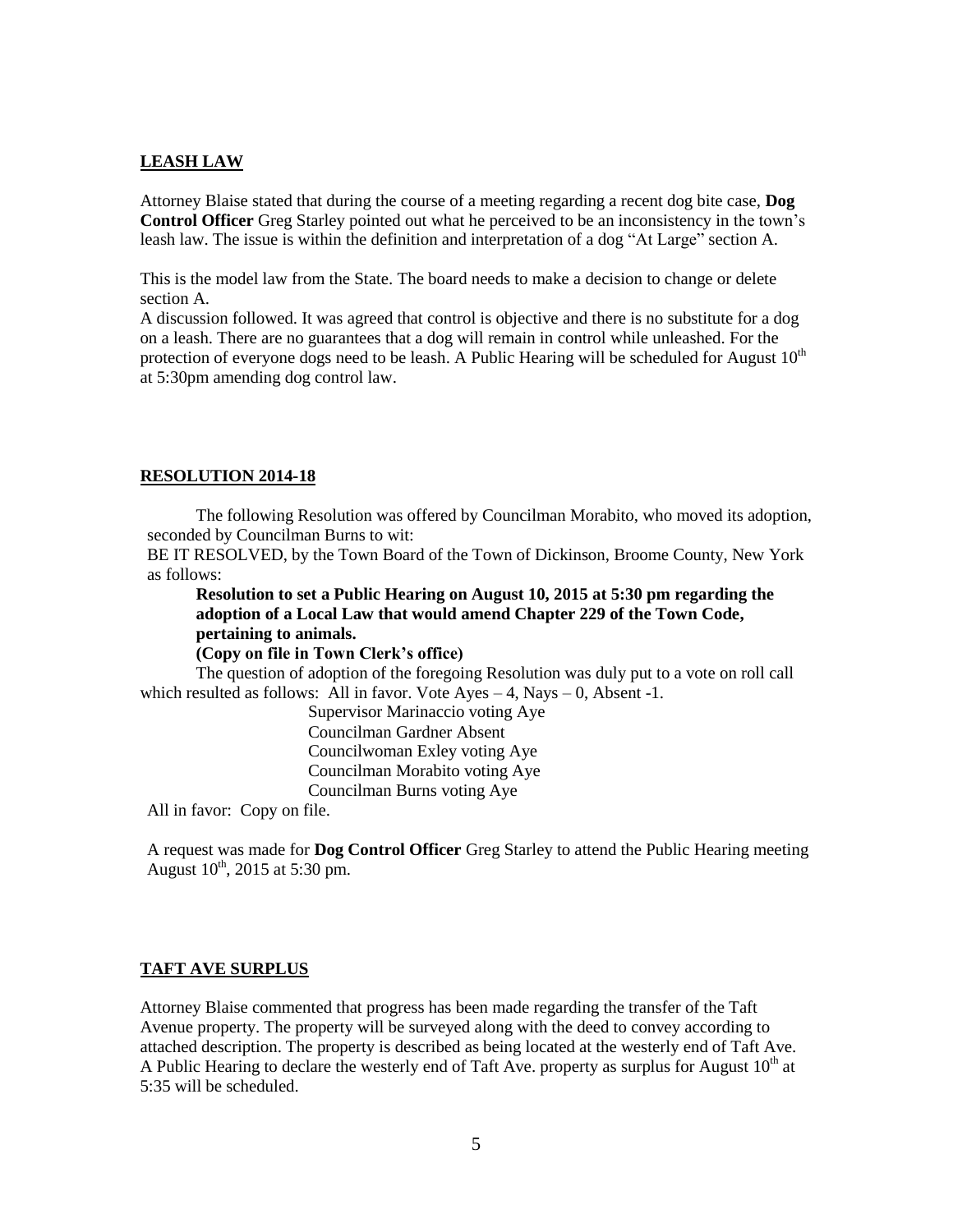## LEASH LAW

Attorney Blaise stated that during the course of a meeting regarding a recent dog bite case, **Dog Control Officer** Greg Starley pointed out what he perceived to be an inconsistency in the town's leash law. The issue is within the definition and interpretation of a dog "At Large" section A.

This is the model law from the State. The board needs to make a decision to change or delete section A.

A discussion followed. It was agreed that control is objective and there is no substitute for a dog on a leash. There are no guarantees that a dog will remain in control while unleashed. For the protection of everyone dogs need to be leash. A Public Hearing will be scheduled for August 10th at 5:30pm amending dog control law.

## RESOLUTION 2014-18

The following Resolution was offered by Councilman Morabito, who moved its adoption, seconded by Councilman Burns to wit:

BE IT RESOLVED, by the Town Board of the Town of Dickinson, Broome County, New York as follows:

**Resolution to set a Public Hearing on August 10, 2015 at 5:30 pm regarding the adoption of a Local Law that would amend Chapter 229 of the Town Code, pertaining to animals.**

**(Copy on file in Town Clerk's office)**

The question of adoption of the foregoing Resolution was duly put to a vote on roll call which resulted as follows: All in favor. Vote Ayes – 4, Nays – 0, Absent -1.

Supervisor Marinaccio voting Aye
Councilman Gardner Absent
Councilwoman Exley voting Aye
Councilman Morabito voting Aye
Councilman Burns voting Aye

All in favor: Copy on file.

A request was made for **Dog Control Officer** Greg Starley to attend the Public Hearing meeting August 10th, 2015 at 5:30 pm.

## TAFT AVE SURPLUS

Attorney Blaise commented that progress has been made regarding the transfer of the Taft Avenue property. The property will be surveyed along with the deed to convey according to attached description. The property is described as being located at the westerly end of Taft Ave. A Public Hearing to declare the westerly end of Taft Ave. property as surplus for August 10th at 5:35 will be scheduled.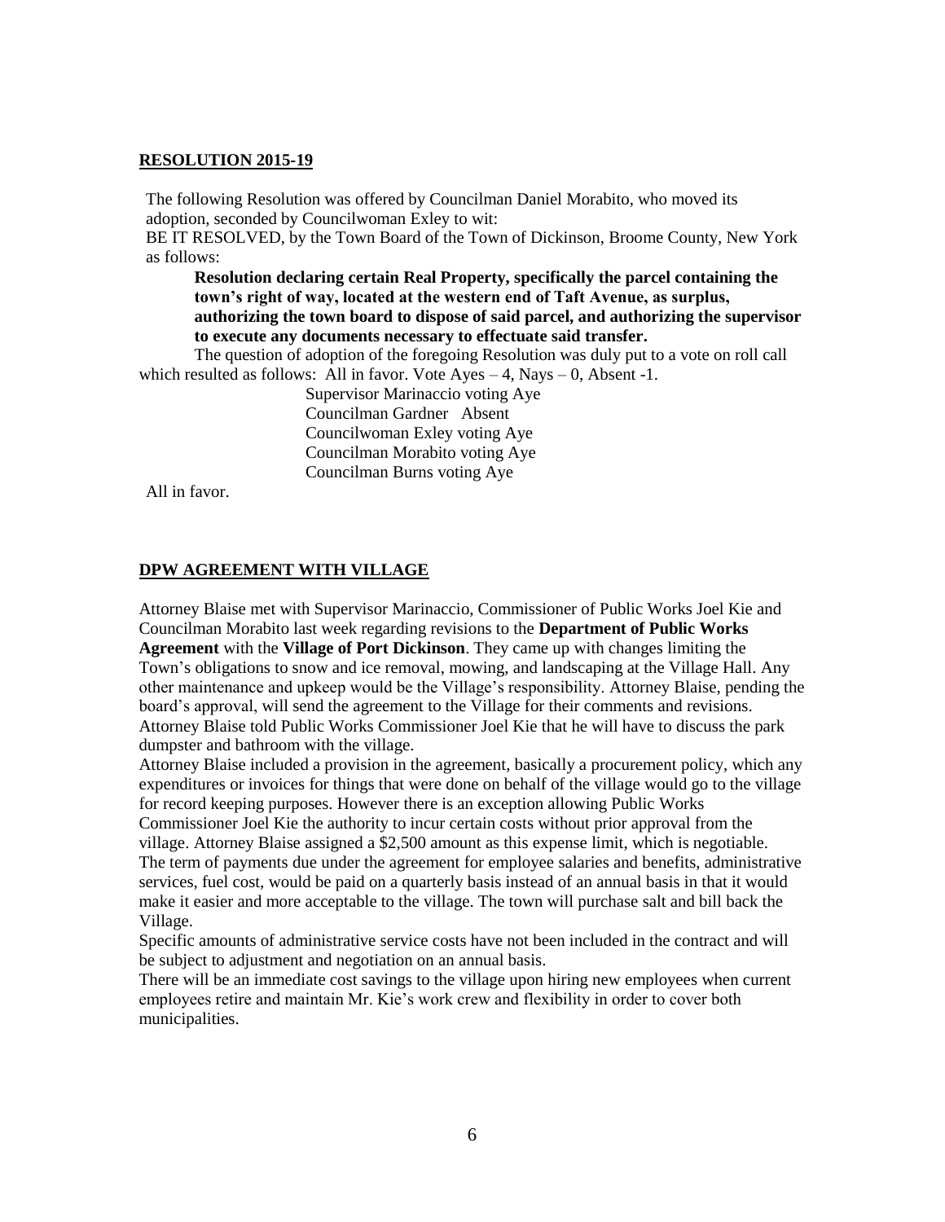**<u>RESOLUTION 2015-19</u>**

The following Resolution was offered by Councilman Daniel Morabito, who moved its adoption, seconded by Councilwoman Exley to wit:

BE IT RESOLVED, by the Town Board of the Town of Dickinson, Broome County, New York as follows:

**Resolution declaring certain Real Property, specifically the parcel containing the town's right of way, located at the western end of Taft Avenue, as surplus, authorizing the town board to dispose of said parcel, and authorizing the supervisor to execute any documents necessary to effectuate said transfer.**

The question of adoption of the foregoing Resolution was duly put to a vote on roll call which resulted as follows: All in favor. Vote Ayes – 4, Nays – 0, Absent -1.

Supervisor Marinaccio voting Aye
Councilman Gardner Absent
Councilwoman Exley voting Aye
Councilman Morabito voting Aye
Councilman Burns voting Aye

All in favor.

**<u>DPW AGREEMENT WITH VILLAGE</u>**

Attorney Blaise met with Supervisor Marinaccio, Commissioner of Public Works Joel Kie and Councilman Morabito last week regarding revisions to the **Department of Public Works Agreement** with the **Village of Port Dickinson**. They came up with changes limiting the Town's obligations to snow and ice removal, mowing, and landscaping at the Village Hall. Any other maintenance and upkeep would be the Village's responsibility. Attorney Blaise, pending the board's approval, will send the agreement to the Village for their comments and revisions. Attorney Blaise told Public Works Commissioner Joel Kie that he will have to discuss the park dumpster and bathroom with the village.

Attorney Blaise included a provision in the agreement, basically a procurement policy, which any expenditures or invoices for things that were done on behalf of the village would go to the village for record keeping purposes. However there is an exception allowing Public Works Commissioner Joel Kie the authority to incur certain costs without prior approval from the village. Attorney Blaise assigned a $2,500 amount as this expense limit, which is negotiable. The term of payments due under the agreement for employee salaries and benefits, administrative services, fuel cost, would be paid on a quarterly basis instead of an annual basis in that it would make it easier and more acceptable to the village. The town will purchase salt and bill back the Village.

Specific amounts of administrative service costs have not been included in the contract and will be subject to adjustment and negotiation on an annual basis.

There will be an immediate cost savings to the village upon hiring new employees when current employees retire and maintain Mr. Kie's work crew and flexibility in order to cover both municipalities.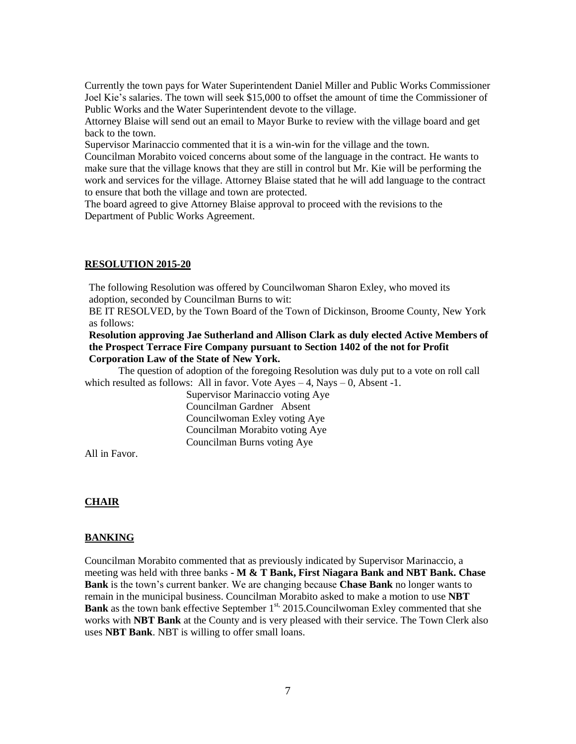Currently the town pays for Water Superintendent Daniel Miller and Public Works Commissioner Joel Kie's salaries. The town will seek $15,000 to offset the amount of time the Commissioner of Public Works and the Water Superintendent devote to the village.

Attorney Blaise will send out an email to Mayor Burke to review with the village board and get back to the town.

Supervisor Marinaccio commented that it is a win-win for the village and the town.

Councilman Morabito voiced concerns about some of the language in the contract. He wants to make sure that the village knows that they are still in control but Mr. Kie will be performing the work and services for the village. Attorney Blaise stated that he will add language to the contract to ensure that both the village and town are protected.

The board agreed to give Attorney Blaise approval to proceed with the revisions to the Department of Public Works Agreement.

## RESOLUTION 2015-20

The following Resolution was offered by Councilwoman Sharon Exley, who moved its adoption, seconded by Councilman Burns to wit:

BE IT RESOLVED, by the Town Board of the Town of Dickinson, Broome County, New York as follows:

**Resolution approving Jae Sutherland and Allison Clark as duly elected Active Members of the Prospect Terrace Fire Company pursuant to Section 1402 of the not for Profit Corporation Law of the State of New York.**

The question of adoption of the foregoing Resolution was duly put to a vote on roll call which resulted as follows: All in favor. Vote Ayes – 4, Nays – 0, Absent -1.

Supervisor Marinaccio voting Aye
Councilman Gardner Absent
Councilwoman Exley voting Aye
Councilman Morabito voting Aye
Councilman Burns voting Aye

All in Favor.

## CHAIR

## BANKING

Councilman Morabito commented that as previously indicated by Supervisor Marinaccio, a meeting was held with three banks **- M & T Bank, First Niagara Bank and NBT Bank. Chase Bank** is the town's current banker. We are changing because **Chase Bank** no longer wants to remain in the municipal business. Councilman Morabito asked to make a motion to use **NBT Bank** as the town bank effective September 1st, 2015.Councilwoman Exley commented that she works with **NBT Bank** at the County and is very pleased with their service. The Town Clerk also uses **NBT Bank**. NBT is willing to offer small loans.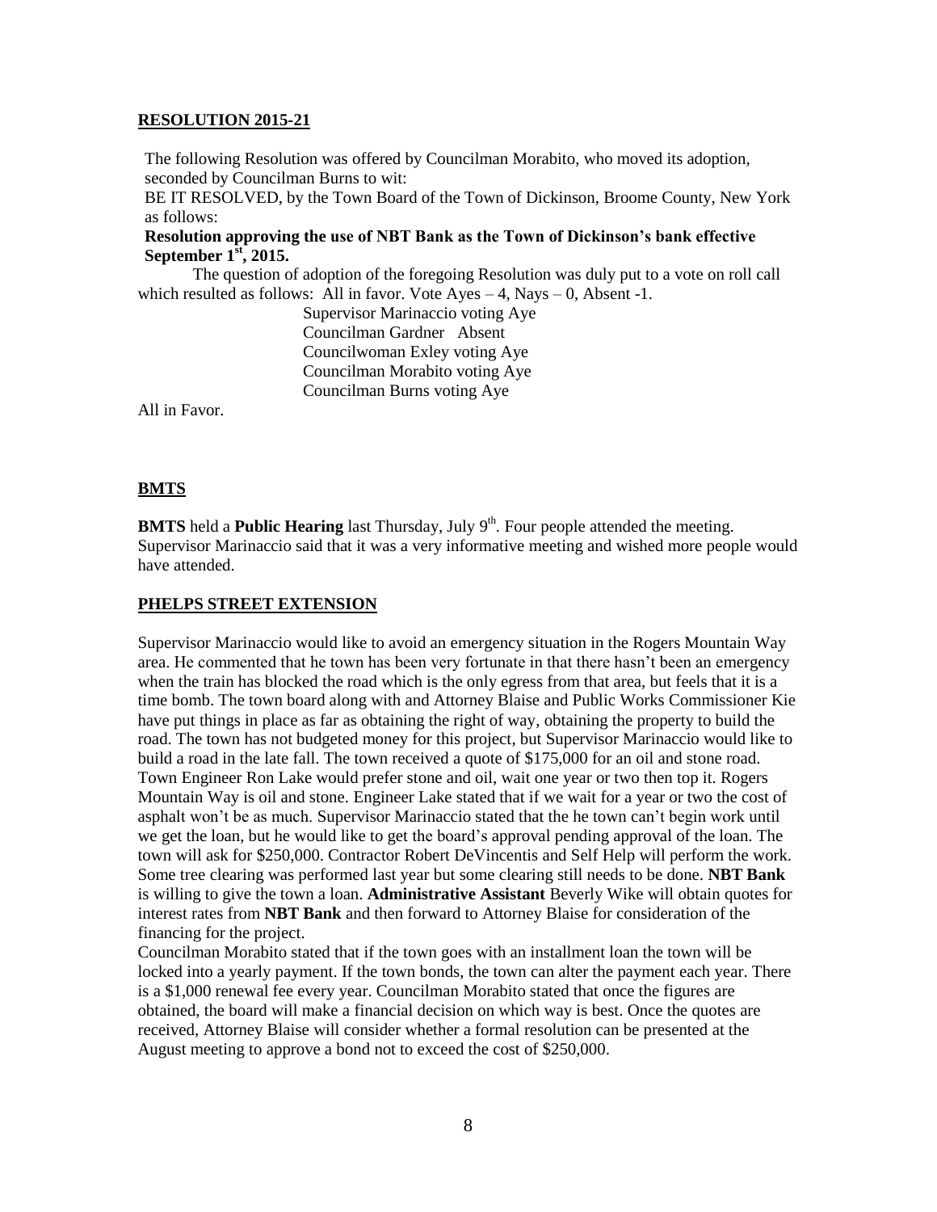**RESOLUTION 2015-21**

The following Resolution was offered by Councilman Morabito, who moved its adoption, seconded by Councilman Burns to wit:

BE IT RESOLVED, by the Town Board of the Town of Dickinson, Broome County, New York as follows:

**Resolution approving the use of NBT Bank as the Town of Dickinson's bank effective September 1st, 2015.**

The question of adoption of the foregoing Resolution was duly put to a vote on roll call which resulted as follows: All in favor. Vote Ayes – 4, Nays – 0, Absent -1.

Supervisor Marinaccio voting Aye
Councilman Gardner Absent
Councilwoman Exley voting Aye
Councilman Morabito voting Aye
Councilman Burns voting Aye

All in Favor.

**BMTS**

**BMTS** held a **Public Hearing** last Thursday, July 9th. Four people attended the meeting. Supervisor Marinaccio said that it was a very informative meeting and wished more people would have attended.

**PHELPS STREET EXTENSION**

Supervisor Marinaccio would like to avoid an emergency situation in the Rogers Mountain Way area. He commented that he town has been very fortunate in that there hasn't been an emergency when the train has blocked the road which is the only egress from that area, but feels that it is a time bomb. The town board along with and Attorney Blaise and Public Works Commissioner Kie have put things in place as far as obtaining the right of way, obtaining the property to build the road. The town has not budgeted money for this project, but Supervisor Marinaccio would like to build a road in the late fall. The town received a quote of $175,000 for an oil and stone road. Town Engineer Ron Lake would prefer stone and oil, wait one year or two then top it. Rogers Mountain Way is oil and stone. Engineer Lake stated that if we wait for a year or two the cost of asphalt won't be as much. Supervisor Marinaccio stated that the he town can't begin work until we get the loan, but he would like to get the board's approval pending approval of the loan. The town will ask for $250,000. Contractor Robert DeVincentis and Self Help will perform the work. Some tree clearing was performed last year but some clearing still needs to be done. **NBT Bank** is willing to give the town a loan. **Administrative Assistant** Beverly Wike will obtain quotes for interest rates from **NBT Bank** and then forward to Attorney Blaise for consideration of the financing for the project.

Councilman Morabito stated that if the town goes with an installment loan the town will be locked into a yearly payment. If the town bonds, the town can alter the payment each year. There is a $1,000 renewal fee every year. Councilman Morabito stated that once the figures are obtained, the board will make a financial decision on which way is best. Once the quotes are received, Attorney Blaise will consider whether a formal resolution can be presented at the August meeting to approve a bond not to exceed the cost of $250,000.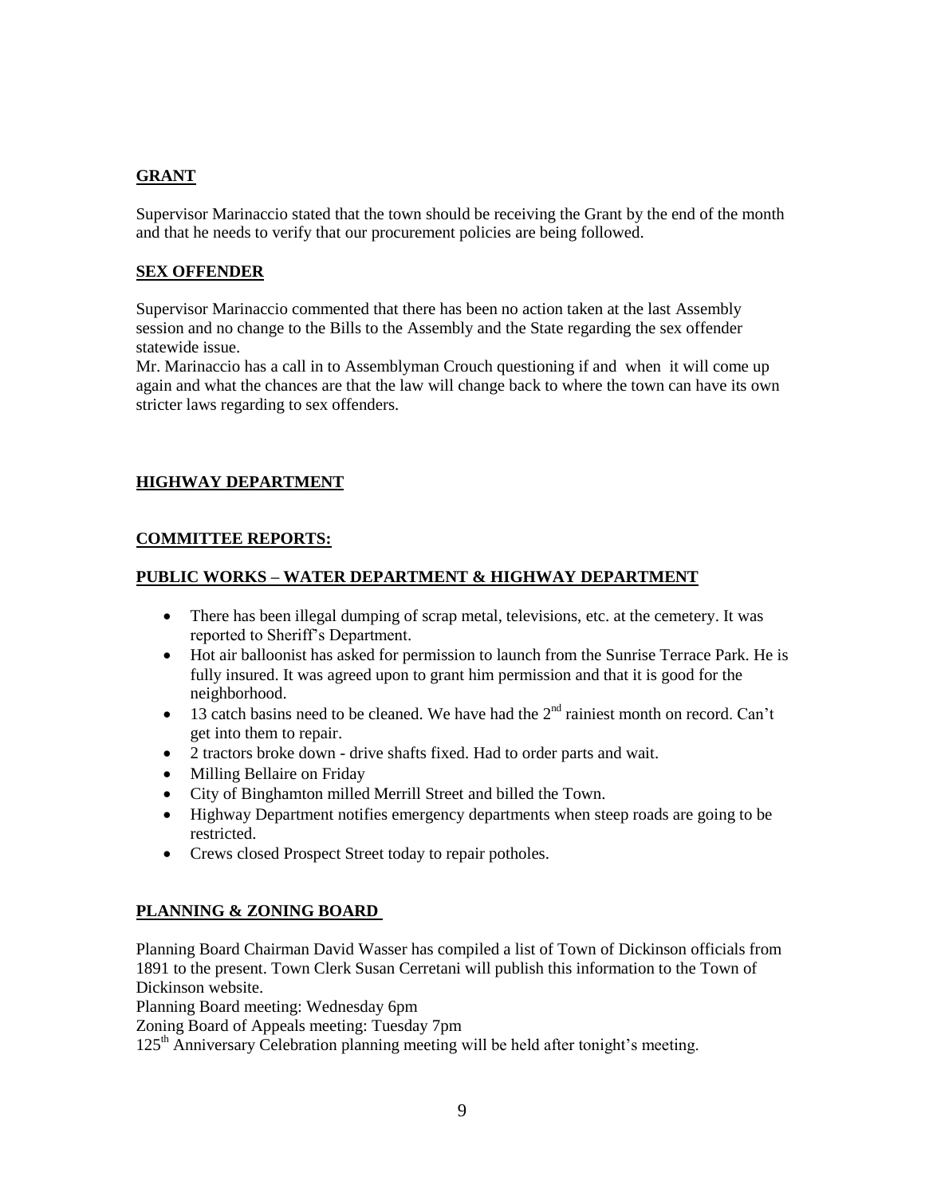**GRANT**

Supervisor Marinaccio stated that the town should be receiving the Grant by the end of the month and that he needs to verify that our procurement policies are being followed.

**SEX OFFENDER**

Supervisor Marinaccio commented that there has been no action taken at the last Assembly session and no change to the Bills to the Assembly and the State regarding the sex offender statewide issue.

Mr. Marinaccio has a call in to Assemblyman Crouch questioning if and when it will come up again and what the chances are that the law will change back to where the town can have its own stricter laws regarding to sex offenders.

**HIGHWAY DEPARTMENT**

**COMMITTEE REPORTS:**

**PUBLIC WORKS – WATER DEPARTMENT & HIGHWAY DEPARTMENT**

- There has been illegal dumping of scrap metal, televisions, etc. at the cemetery. It was reported to Sheriff's Department.
- Hot air balloonist has asked for permission to launch from the Sunrise Terrace Park. He is fully insured. It was agreed upon to grant him permission and that it is good for the neighborhood.
- 13 catch basins need to be cleaned. We have had the 2nd rainiest month on record. Can't get into them to repair.
- 2 tractors broke down - drive shafts fixed. Had to order parts and wait.
- Milling Bellaire on Friday
- City of Binghamton milled Merrill Street and billed the Town.
- Highway Department notifies emergency departments when steep roads are going to be restricted.
- Crews closed Prospect Street today to repair potholes.

**PLANNING & ZONING BOARD**

Planning Board Chairman David Wasser has compiled a list of Town of Dickinson officials from 1891 to the present. Town Clerk Susan Cerretani will publish this information to the Town of Dickinson website.

Planning Board meeting: Wednesday 6pm

Zoning Board of Appeals meeting: Tuesday 7pm

125th Anniversary Celebration planning meeting will be held after tonight's meeting.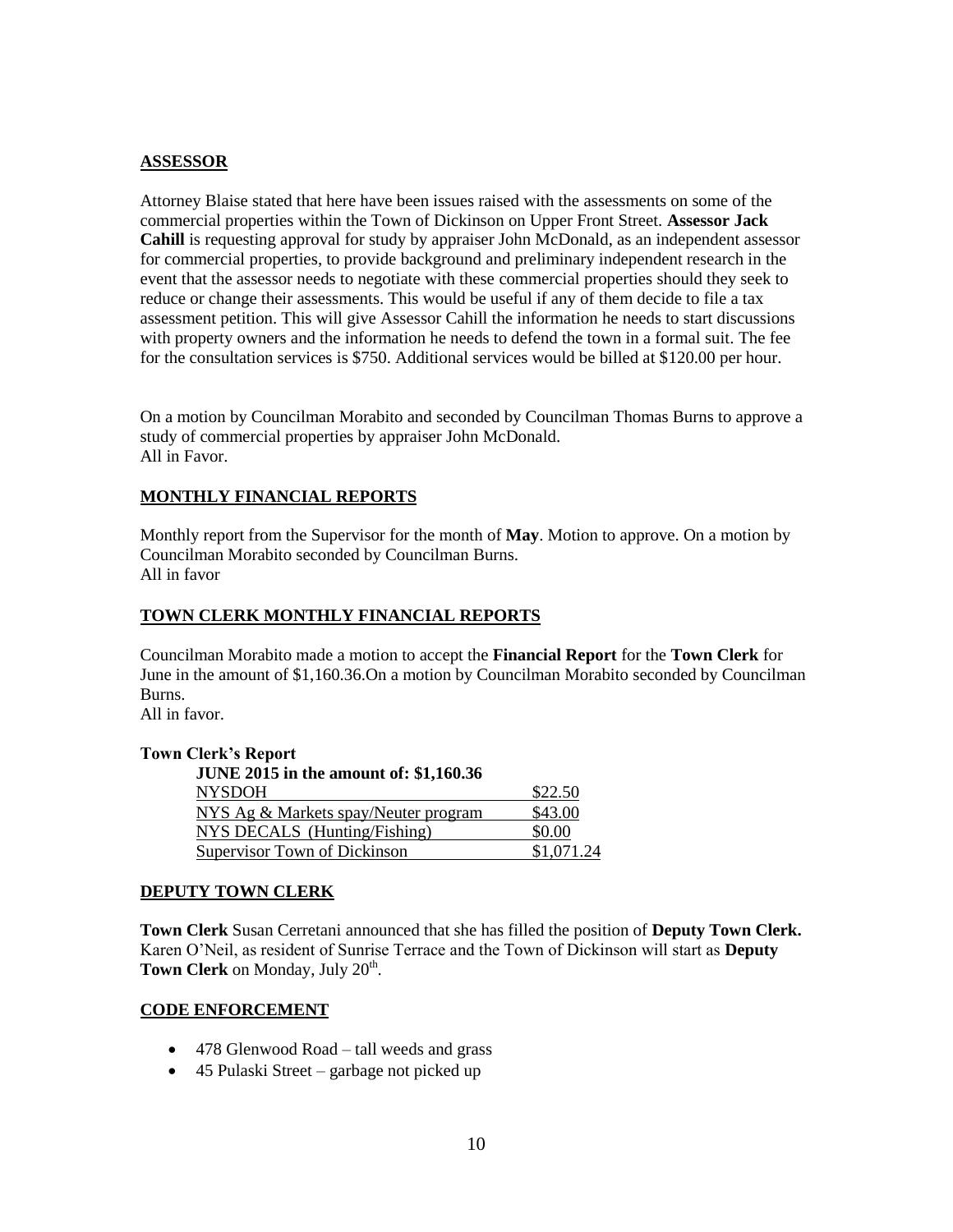## ASSESSOR

Attorney Blaise stated that here have been issues raised with the assessments on some of the commercial properties within the Town of Dickinson on Upper Front Street. **Assessor Jack Cahill** is requesting approval for study by appraiser John McDonald, as an independent assessor for commercial properties, to provide background and preliminary independent research in the event that the assessor needs to negotiate with these commercial properties should they seek to reduce or change their assessments. This would be useful if any of them decide to file a tax assessment petition. This will give Assessor Cahill the information he needs to start discussions with property owners and the information he needs to defend the town in a formal suit. The fee for the consultation services is $750. Additional services would be billed at $120.00 per hour.

On a motion by Councilman Morabito and seconded by Councilman Thomas Burns to approve a study of commercial properties by appraiser John McDonald.
All in Favor.

## MONTHLY FINANCIAL REPORTS

Monthly report from the Supervisor for the month of **May**. Motion to approve. On a motion by Councilman Morabito seconded by Councilman Burns.
All in favor

## TOWN CLERK MONTHLY FINANCIAL REPORTS

Councilman Morabito made a motion to accept the **Financial Report** for the **Town Clerk** for June in the amount of $1,160.36.On a motion by Councilman Morabito seconded by Councilman Burns.
All in favor.

**Town Clerk's Report**

**JUNE 2015 in the amount of: $1,160.36**

| | |
|---|---|
| NYSDOH | $22.50 |
| NYS Ag & Markets spay/Neuter program | $43.00 |
| NYS DECALS (Hunting/Fishing) | $0.00 |
| Supervisor Town of Dickinson | $1,071.24 |

## DEPUTY TOWN CLERK

**Town Clerk** Susan Cerretani announced that she has filled the position of **Deputy Town Clerk.** Karen O'Neil, as resident of Sunrise Terrace and the Town of Dickinson will start as **Deputy Town Clerk** on Monday, July 20th.

## CODE ENFORCEMENT

- 478 Glenwood Road – tall weeds and grass
- 45 Pulaski Street – garbage not picked up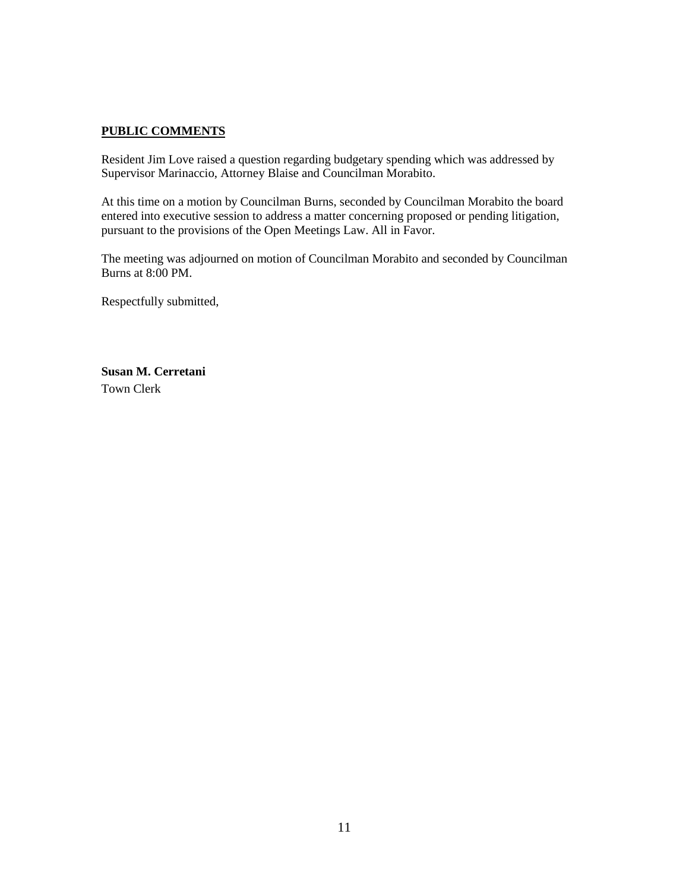**PUBLIC COMMENTS**

Resident Jim Love raised a question regarding budgetary spending which was addressed by Supervisor Marinaccio, Attorney Blaise and Councilman Morabito.

At this time on a motion by Councilman Burns, seconded by Councilman Morabito the board entered into executive session to address a matter concerning proposed or pending litigation, pursuant to the provisions of the Open Meetings Law. All in Favor.

The meeting was adjourned on motion of Councilman Morabito and seconded by Councilman Burns at 8:00 PM.

Respectfully submitted,

**Susan M. Cerretani**
Town Clerk